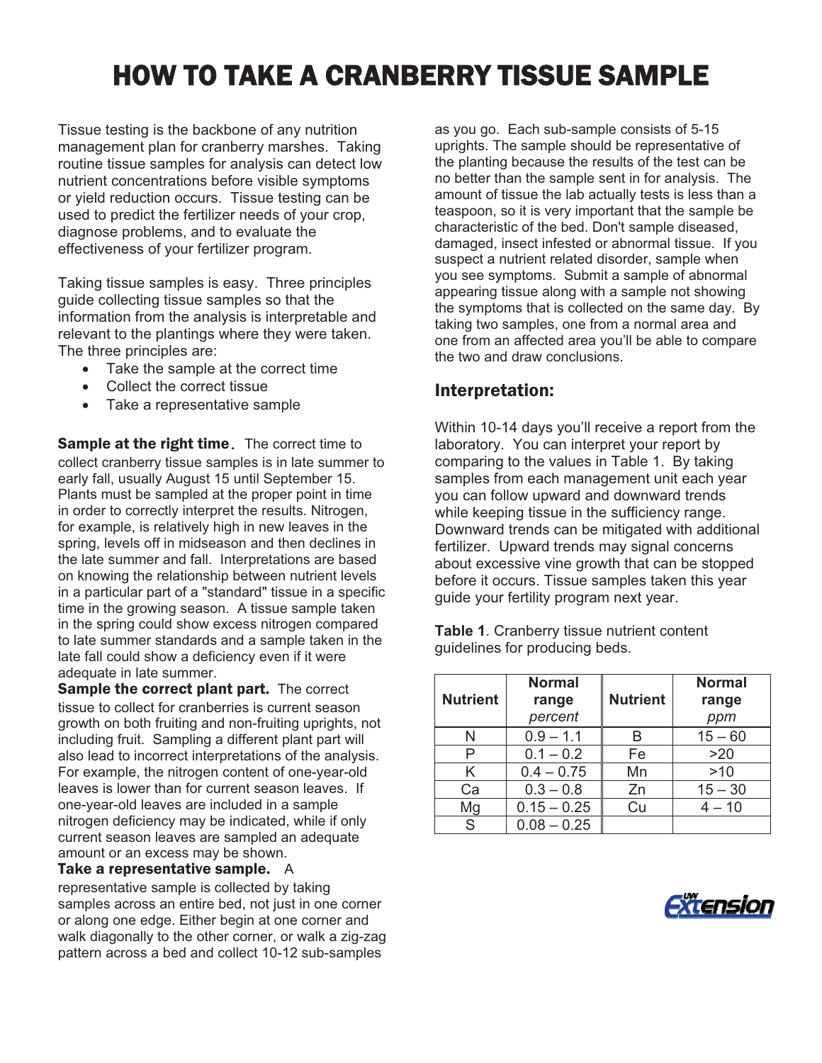# HOW TO TAKE A CRANBERRY TISSUE SAMPLE

Tissue testing is the backbone of any nutrition management plan for cranberry marshes. Taking routine tissue samples for analysis can detect low nutrient concentrations before visible symptoms or yield reduction occurs. Tissue testing can be used to predict the fertilizer needs of your crop, diagnose problems, and to evaluate the effectiveness of your fertilizer program.

Taking tissue samples is easy. Three principles guide collecting tissue samples so that the information from the analysis is interpretable and relevant to the plantings where they were taken. The three principles are:

- Take the sample at the correct time
- Collect the correct tissue
- Take a representative sample

**Sample at the right time.** The correct time to collect cranberry tissue samples is in late summer to early fall, usually August 15 until September 15. Plants must be sampled at the proper point in time in order to correctly interpret the results. Nitrogen, for example, is relatively high in new leaves in the spring, levels off in midseason and then declines in the late summer and fall. Interpretations are based on knowing the relationship between nutrient levels in a particular part of a "standard" tissue in a specific time in the growing season. A tissue sample taken in the spring could show excess nitrogen compared to late summer standards and a sample taken in the late fall could show a deficiency even if it were adequate in late summer.

**Sample the correct plant part.** The correct tissue to collect for cranberries is current season growth on both fruiting and non-fruiting uprights, not including fruit. Sampling a different plant part will also lead to incorrect interpretations of the analysis. For example, the nitrogen content of one-year-old leaves is lower than for current season leaves. If one-year-old leaves are included in a sample nitrogen deficiency may be indicated, while if only current season leaves are sampled an adequate amount or an excess may be shown.

**Take a representative sample.** A representative sample is collected by taking samples across an entire bed, not just in one corner or along one edge. Either begin at one corner and walk diagonally to the other corner, or walk a zig-zag pattern across a bed and collect 10-12 sub-samples as you go. Each sub-sample consists of 5-15 uprights. The sample should be representative of the planting because the results of the test can be no better than the sample sent in for analysis. The amount of tissue the lab actually tests is less than a teaspoon, so it is very important that the sample be characteristic of the bed. Don't sample diseased, damaged, insect infested or abnormal tissue. If you suspect a nutrient related disorder, sample when you see symptoms. Submit a sample of abnormal appearing tissue along with a sample not showing the symptoms that is collected on the same day. By taking two samples, one from a normal area and one from an affected area you'll be able to compare the two and draw conclusions.

## Interpretation:

Within 10-14 days you'll receive a report from the laboratory. You can interpret your report by comparing to the values in Table 1. By taking samples from each management unit each year you can follow upward and downward trends while keeping tissue in the sufficiency range. Downward trends can be mitigated with additional fertilizer. Upward trends may signal concerns about excessive vine growth that can be stopped before it occurs. Tissue samples taken this year guide your fertility program next year.

**Table 1**. Cranberry tissue nutrient content guidelines for producing beds.

| Nutrient | Normal range *percent* | Nutrient | Normal range *ppm* |
|---|---|---|---|
| N | 0.9 – 1.1 | B | 15 – 60 |
| P | 0.1 – 0.2 | Fe | >20 |
| K | 0.4 – 0.75 | Mn | >10 |
| Ca | 0.3 – 0.8 | Zn | 15 – 30 |
| Mg | 0.15 – 0.25 | Cu | 4 – 10 |
| S | 0.08 – 0.25 | | |

UW Extension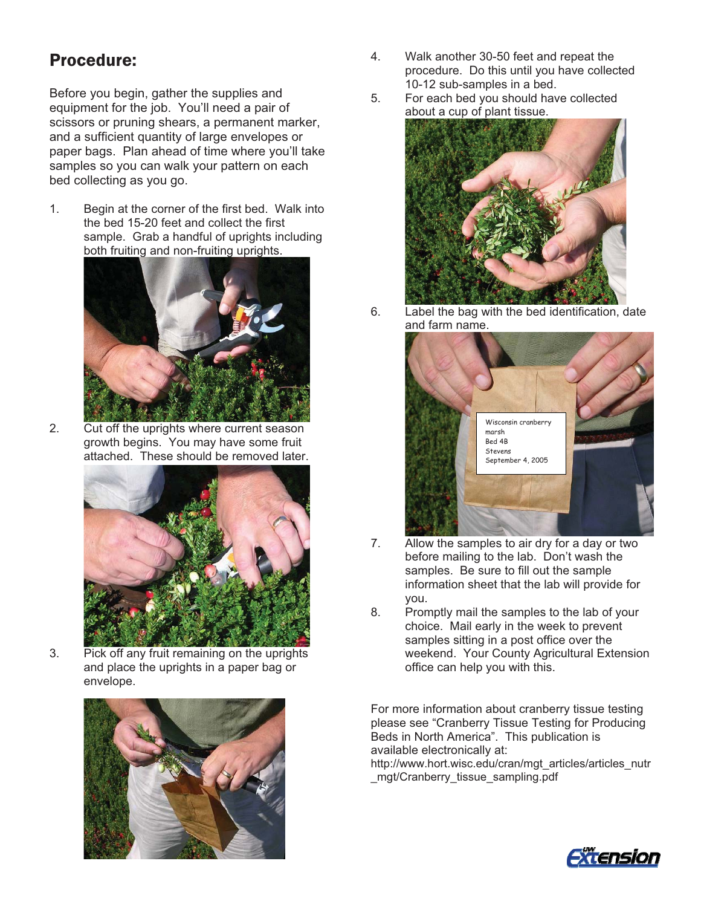## Procedure:

Before you begin, gather the supplies and equipment for the job. You'll need a pair of scissors or pruning shears, a permanent marker, and a sufficient quantity of large envelopes or paper bags. Plan ahead of time where you'll take samples so you can walk your pattern on each bed collecting as you go.

1. Begin at the corner of the first bed. Walk into the bed 15-20 feet and collect the first sample. Grab a handful of uprights including both fruiting and non-fruiting uprights.
2. Cut off the uprights where current season growth begins. You may have some fruit attached. These should be removed later.
3. Pick off any fruit remaining on the uprights and place the uprights in a paper bag or envelope.
4. Walk another 30-50 feet and repeat the procedure. Do this until you have collected 10-12 sub-samples in a bed.
5. For each bed you should have collected about a cup of plant tissue.
6. Label the bag with the bed identification, date and farm name.

Wisconsin cranberry marsh
Bed 4B
Stevens
September 4, 2005

7. Allow the samples to air dry for a day or two before mailing to the lab. Don't wash the samples. Be sure to fill out the sample information sheet that the lab will provide for you.
8. Promptly mail the samples to the lab of your choice. Mail early in the week to prevent samples sitting in a post office over the weekend. Your County Agricultural Extension office can help you with this.

For more information about cranberry tissue testing please see "Cranberry Tissue Testing for Producing Beds in North America". This publication is available electronically at:
http://www.hort.wisc.edu/cran/mgt_articles/articles_nutr_mgt/Cranberry_tissue_sampling.pdf

UW Extension